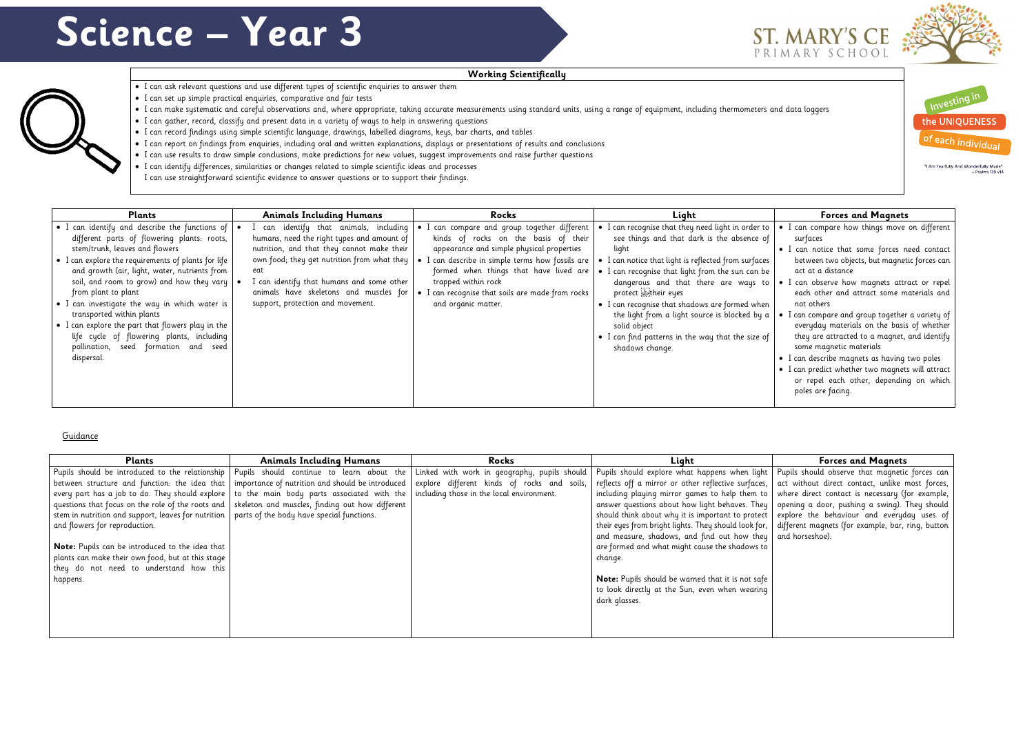# Science – Year 3

ST. MARY'S CE PRIMARY SCHOOL

Investing in the UNIQUENESS of each individual

"I Am Fearfully And Wonderfully Made" – Psalms 139 v14

## Working Scientifically

- I can ask relevant questions and use different types of scientific enquiries to answer them
- I can set up simple practical enquiries, comparative and fair tests
- I can make systematic and careful observations and, where appropriate, taking accurate measurements using standard units, using a range of equipment, including thermometers and data loggers
- I can gather, record, classify and present data in a variety of ways to help in answering questions
- I can record findings using simple scientific language, drawings, labelled diagrams, keys, bar charts, and tables
- I can report on findings from enquiries, including oral and written explanations, displays or presentations of results and conclusions
- I can use results to draw simple conclusions, make predictions for new values, suggest improvements and raise further questions
- I can identify differences, similarities or changes related to simple scientific ideas and processes

I can use straightforward scientific evidence to answer questions or to support their findings.

| Plants | Animals Including Humans | Rocks | Light | Forces and Magnets |
|---|---|---|---|---|
| • I can identify and describe the functions of different parts of flowering plants: roots, stem/trunk, leaves and flowers<br>• I can explore the requirements of plants for life and growth (air, light, water, nutrients from soil, and room to grow) and how they vary from plant to plant<br>• I can investigate the way in which water is transported within plants<br>• I can explore the part that flowers play in the life cycle of flowering plants, including pollination, seed formation and seed dispersal. | • I can identify that animals, including humans, need the right types and amount of nutrition, and that they cannot make their own food; they get nutrition from what they eat<br>• I can identify that humans and some other animals have skeletons and muscles for support, protection and movement. | • I can compare and group together different kinds of rocks on the basis of their appearance and simple physical properties<br>• I can describe in simple terms how fossils are formed when things that have lived are trapped within rock<br>• I can recognise that soils are made from rocks and organic matter. | • I can recognise that they need light in order to see things and that dark is the absence of light<br>• I can notice that light is reflected from surfaces<br>• I can recognise that light from the sun can be dangerous and that there are ways to protect their eyes<br>• I can recognise that shadows are formed when the light from a light source is blocked by a solid object<br>• I can find patterns in the way that the size of shadows change. | • I can compare how things move on different surfaces<br>• I can notice that some forces need contact between two objects, but magnetic forces can act at a distance<br>• I can observe how magnets attract or repel each other and attract some materials and not others<br>• I can compare and group together a variety of everyday materials on the basis of whether they are attracted to a magnet, and identify some magnetic materials<br>• I can describe magnets as having two poles<br>• I can predict whether two magnets will attract or repel each other, depending on which poles are facing. |

Guidance

| Plants | Animals Including Humans | Rocks | Light | Forces and Magnets |
|---|---|---|---|---|
| Pupils should be introduced to the relationship between structure and function: the idea that every part has a job to do. They should explore questions that focus on the role of the roots and stem in nutrition and support, leaves for nutrition and flowers for reproduction.<br><br>**Note:** Pupils can be introduced to the idea that plants can make their own food, but at this stage they do not need to understand how this happens. | Pupils should continue to learn about the importance of nutrition and should be introduced to the main body parts associated with the skeleton and muscles, finding out how different parts of the body have special functions. | Linked with work in geography, pupils should explore different kinds of rocks and soils, including those in the local environment. | Pupils should explore what happens when light reflects off a mirror or other reflective surfaces, including playing mirror games to help them to answer questions about how light behaves. They should think about why it is important to protect their eyes from bright lights. They should look for, and measure, shadows, and find out how they are formed and what might cause the shadows to change.<br><br>**Note:** Pupils should be warned that it is not safe to look directly at the Sun, even when wearing dark glasses. | Pupils should observe that magnetic forces can act without direct contact, unlike most forces, where direct contact is necessary (for example, opening a door, pushing a swing). They should explore the behaviour and everyday uses of different magnets (for example, bar, ring, button and horseshoe). |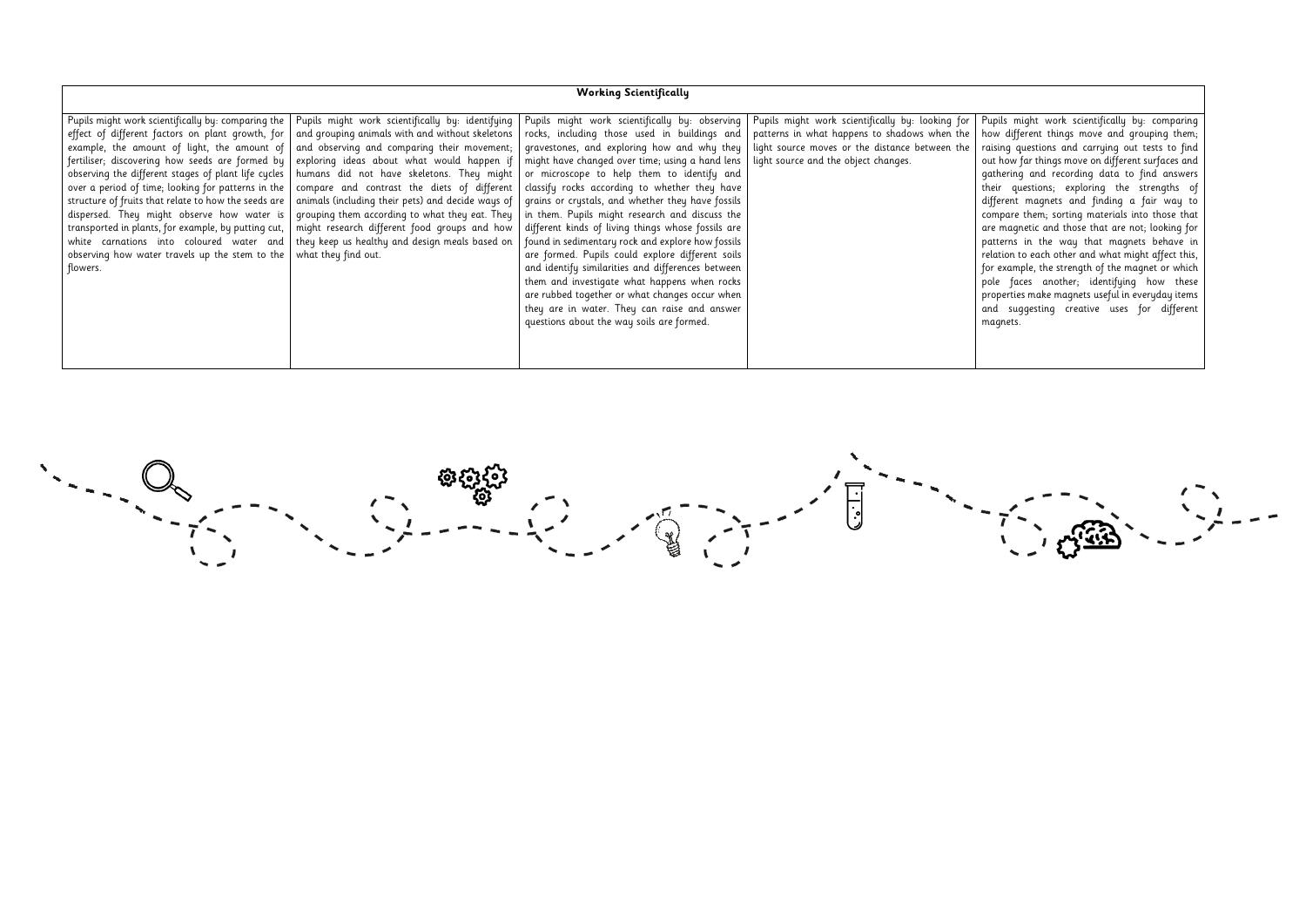| Working Scientifically | | | | |
|---|---|---|---|---|
| Pupils might work scientifically by: comparing the effect of different factors on plant growth, for example, the amount of light, the amount of fertiliser; discovering how seeds are formed by observing the different stages of plant life cycles over a period of time; looking for patterns in the structure of fruits that relate to how the seeds are dispersed. They might observe how water is transported in plants, for example, by putting cut, white carnations into coloured water and observing how water travels up the stem to the flowers. | Pupils might work scientifically by: identifying and grouping animals with and without skeletons and observing and comparing their movement; exploring ideas about what would happen if humans did not have skeletons. They might compare and contrast the diets of different animals (including their pets) and decide ways of grouping them according to what they eat. They might research different food groups and how they keep us healthy and design meals based on what they find out. | Pupils might work scientifically by: observing rocks, including those used in buildings and gravestones, and exploring how and why they might have changed over time; using a hand lens or microscope to help them to identify and classify rocks according to whether they have grains or crystals, and whether they have fossils in them. Pupils might research and discuss the different kinds of living things whose fossils are found in sedimentary rock and explore how fossils are formed. Pupils could explore different soils and identify similarities and differences between them and investigate what happens when rocks are rubbed together or what changes occur when they are in water. They can raise and answer questions about the way soils are formed. | Pupils might work scientifically by: looking for patterns in what happens to shadows when the light source moves or the distance between the light source and the object changes. | Pupils might work scientifically by: comparing how different things move and grouping them; raising questions and carrying out tests to find out how far things move on different surfaces and gathering and recording data to find answers their questions; exploring the strengths of different magnets and finding a fair way to compare them; sorting materials into those that are magnetic and those that are not; looking for patterns in the way that magnets behave in relation to each other and what might affect this, for example, the strength of the magnet or which pole faces another; identifying how these properties make magnets useful in everyday items and suggesting creative uses for different magnets. |